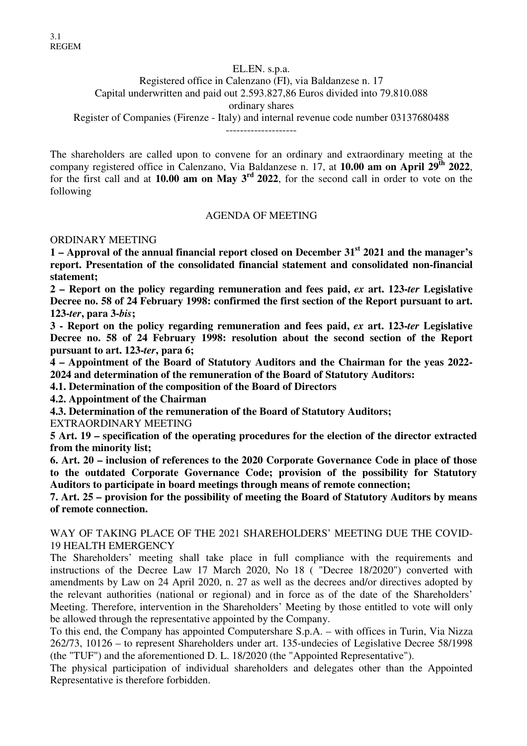3.1
REGEM

EL.EN. s.p.a.
Registered office in Calenzano (FI), via Baldanzese n. 17
Capital underwritten and paid out 2.593.827,86 Euros divided into 79.810.088 ordinary shares
Register of Companies (Firenze - Italy) and internal revenue code number 03137680488

--------------------

The shareholders are called upon to convene for an ordinary and extraordinary meeting at the company registered office in Calenzano, Via Baldanzese n. 17, at **10.00 am on April 29th 2022**, for the first call and at **10.00 am on May 3rd 2022**, for the second call in order to vote on the following

AGENDA OF MEETING

ORDINARY MEETING

**1 – Approval of the annual financial report closed on December 31st 2021 and the manager's report. Presentation of the consolidated financial statement and consolidated non-financial statement;**

**2 – Report on the policy regarding remuneration and fees paid, *ex* art. 123-*ter* Legislative Decree no. 58 of 24 February 1998: confirmed the first section of the Report pursuant to art. 123-*ter*, para 3-*bis*;**

**3 - Report on the policy regarding remuneration and fees paid, *ex* art. 123-*ter* Legislative Decree no. 58 of 24 February 1998: resolution about the second section of the Report pursuant to art. 123-*ter*, para 6;**

**4 – Appointment of the Board of Statutory Auditors and the Chairman for the yeas 2022-2024 and determination of the remuneration of the Board of Statutory Auditors:**

**4.1. Determination of the composition of the Board of Directors**

**4.2. Appointment of the Chairman**

**4.3. Determination of the remuneration of the Board of Statutory Auditors;**

EXTRAORDINARY MEETING

**5 Art. 19 – specification of the operating procedures for the election of the director extracted from the minority list;**

**6. Art. 20 – inclusion of references to the 2020 Corporate Governance Code in place of those to the outdated Corporate Governance Code; provision of the possibility for Statutory Auditors to participate in board meetings through means of remote connection;**

**7. Art. 25 – provision for the possibility of meeting the Board of Statutory Auditors by means of remote connection.**

WAY OF TAKING PLACE OF THE 2021 SHAREHOLDERS' MEETING DUE THE COVID-19 HEALTH EMERGENCY

The Shareholders' meeting shall take place in full compliance with the requirements and instructions of the Decree Law 17 March 2020, No 18 ( "Decree 18/2020") converted with amendments by Law on 24 April 2020, n. 27 as well as the decrees and/or directives adopted by the relevant authorities (national or regional) and in force as of the date of the Shareholders' Meeting. Therefore, intervention in the Shareholders' Meeting by those entitled to vote will only be allowed through the representative appointed by the Company.

To this end, the Company has appointed Computershare S.p.A. – with offices in Turin, Via Nizza 262/73, 10126 – to represent Shareholders under art. 135-undecies of Legislative Decree 58/1998 (the "TUF") and the aforementioned D. L. 18/2020 (the "Appointed Representative").

The physical participation of individual shareholders and delegates other than the Appointed Representative is therefore forbidden.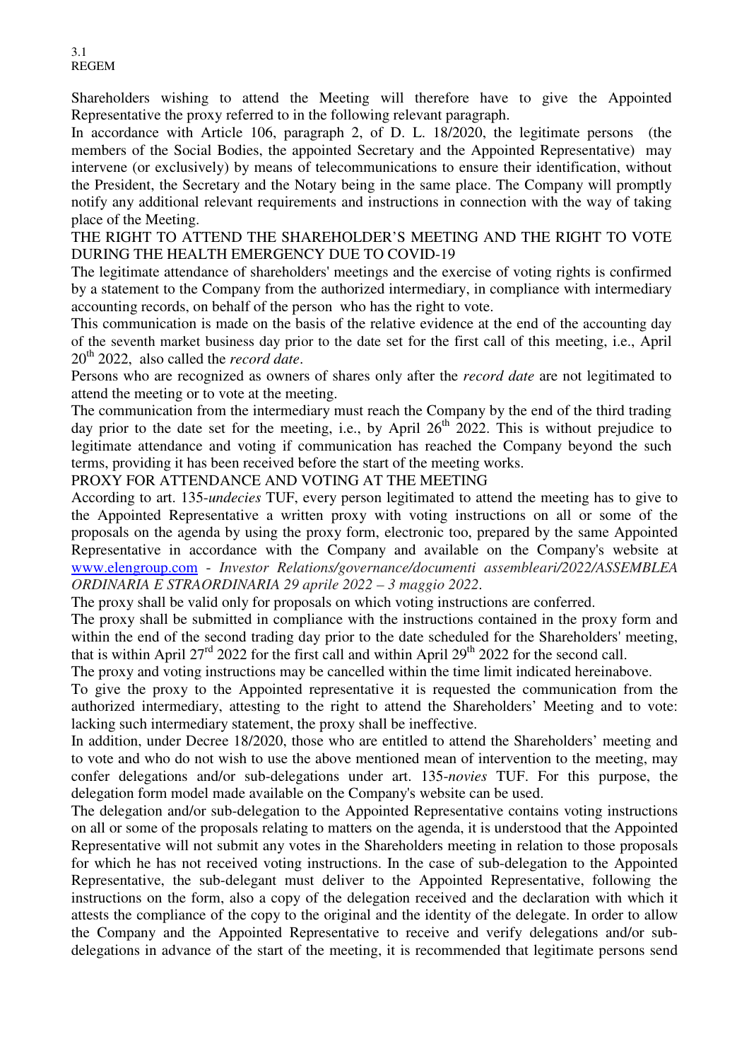Shareholders wishing to attend the Meeting will therefore have to give the Appointed Representative the proxy referred to in the following relevant paragraph.

In accordance with Article 106, paragraph 2, of D. L. 18/2020, the legitimate persons (the members of the Social Bodies, the appointed Secretary and the Appointed Representative) may intervene (or exclusively) by means of telecommunications to ensure their identification, without the President, the Secretary and the Notary being in the same place. The Company will promptly notify any additional relevant requirements and instructions in connection with the way of taking place of the Meeting.

THE RIGHT TO ATTEND THE SHAREHOLDER'S MEETING AND THE RIGHT TO VOTE DURING THE HEALTH EMERGENCY DUE TO COVID-19

The legitimate attendance of shareholders' meetings and the exercise of voting rights is confirmed by a statement to the Company from the authorized intermediary, in compliance with intermediary accounting records, on behalf of the person who has the right to vote.

This communication is made on the basis of the relative evidence at the end of the accounting day of the seventh market business day prior to the date set for the first call of this meeting, i.e., April 20th 2022, also called the *record date*.

Persons who are recognized as owners of shares only after the *record date* are not legitimated to attend the meeting or to vote at the meeting.

The communication from the intermediary must reach the Company by the end of the third trading day prior to the date set for the meeting, i.e., by April 26th 2022. This is without prejudice to legitimate attendance and voting if communication has reached the Company beyond the such terms, providing it has been received before the start of the meeting works.

PROXY FOR ATTENDANCE AND VOTING AT THE MEETING

According to art. 135-*undecies* TUF, every person legitimated to attend the meeting has to give to the Appointed Representative a written proxy with voting instructions on all or some of the proposals on the agenda by using the proxy form, electronic too, prepared by the same Appointed Representative in accordance with the Company and available on the Company's website at www.elengroup.com - *Investor Relations/governance/documenti assembleari/2022/ASSEMBLEA ORDINARIA E STRAORDINARIA 29 aprile 2022 – 3 maggio 2022*.

The proxy shall be valid only for proposals on which voting instructions are conferred.

The proxy shall be submitted in compliance with the instructions contained in the proxy form and within the end of the second trading day prior to the date scheduled for the Shareholders' meeting, that is within April 27rd 2022 for the first call and within April 29th 2022 for the second call.

The proxy and voting instructions may be cancelled within the time limit indicated hereinabove.

To give the proxy to the Appointed representative it is requested the communication from the authorized intermediary, attesting to the right to attend the Shareholders' Meeting and to vote: lacking such intermediary statement, the proxy shall be ineffective.

In addition, under Decree 18/2020, those who are entitled to attend the Shareholders' meeting and to vote and who do not wish to use the above mentioned mean of intervention to the meeting, may confer delegations and/or sub-delegations under art. 135-*novies* TUF. For this purpose, the delegation form model made available on the Company's website can be used.

The delegation and/or sub-delegation to the Appointed Representative contains voting instructions on all or some of the proposals relating to matters on the agenda, it is understood that the Appointed Representative will not submit any votes in the Shareholders meeting in relation to those proposals for which he has not received voting instructions. In the case of sub-delegation to the Appointed Representative, the sub-delegant must deliver to the Appointed Representative, following the instructions on the form, also a copy of the delegation received and the declaration with which it attests the compliance of the copy to the original and the identity of the delegate. In order to allow the Company and the Appointed Representative to receive and verify delegations and/or sub-delegations in advance of the start of the meeting, it is recommended that legitimate persons send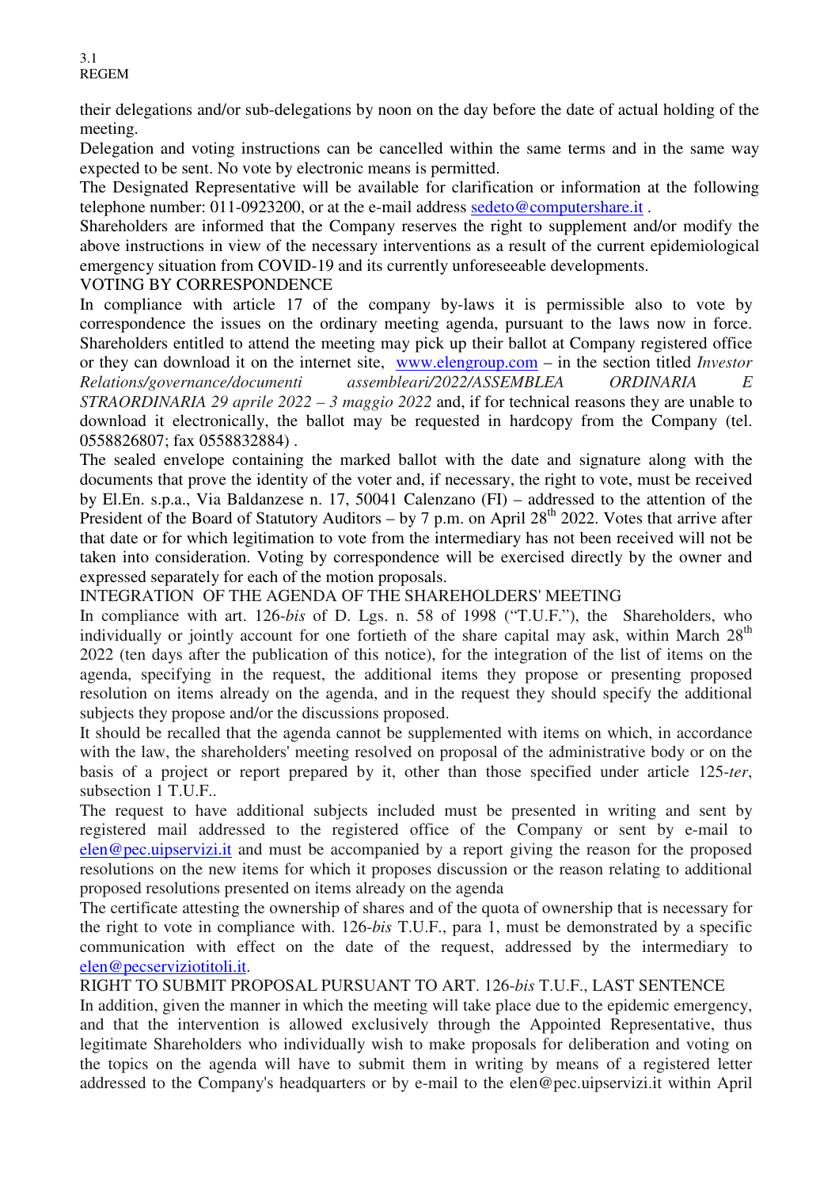their delegations and/or sub-delegations by noon on the day before the date of actual holding of the meeting.

Delegation and voting instructions can be cancelled within the same terms and in the same way expected to be sent. No vote by electronic means is permitted.

The Designated Representative will be available for clarification or information at the following telephone number: 011-0923200, or at the e-mail address sedeto@computershare.it .

Shareholders are informed that the Company reserves the right to supplement and/or modify the above instructions in view of the necessary interventions as a result of the current epidemiological emergency situation from COVID-19 and its currently unforeseeable developments.

VOTING BY CORRESPONDENCE

In compliance with article 17 of the company by-laws it is permissible also to vote by correspondence the issues on the ordinary meeting agenda, pursuant to the laws now in force. Shareholders entitled to attend the meeting may pick up their ballot at Company registered office or they can download it on the internet site, www.elengroup.com – in the section titled *Investor Relations/governance/documenti assembleari/2022/ASSEMBLEA ORDINARIA E STRAORDINARIA 29 aprile 2022 – 3 maggio 2022* and, if for technical reasons they are unable to download it electronically, the ballot may be requested in hardcopy from the Company (tel. 0558826807; fax 0558832884) .

The sealed envelope containing the marked ballot with the date and signature along with the documents that prove the identity of the voter and, if necessary, the right to vote, must be received by El.En. s.p.a., Via Baldanzese n. 17, 50041 Calenzano (FI) – addressed to the attention of the President of the Board of Statutory Auditors – by 7 p.m. on April 28th 2022. Votes that arrive after that date or for which legitimation to vote from the intermediary has not been received will not be taken into consideration. Voting by correspondence will be exercised directly by the owner and expressed separately for each of the motion proposals.

INTEGRATION OF THE AGENDA OF THE SHAREHOLDERS' MEETING

In compliance with art. 126-*bis* of D. Lgs. n. 58 of 1998 ("T.U.F."), the Shareholders, who individually or jointly account for one fortieth of the share capital may ask, within March 28th 2022 (ten days after the publication of this notice), for the integration of the list of items on the agenda, specifying in the request, the additional items they propose or presenting proposed resolution on items already on the agenda, and in the request they should specify the additional subjects they propose and/or the discussions proposed.

It should be recalled that the agenda cannot be supplemented with items on which, in accordance with the law, the shareholders' meeting resolved on proposal of the administrative body or on the basis of a project or report prepared by it, other than those specified under article 125-*ter*, subsection 1 T.U.F..

The request to have additional subjects included must be presented in writing and sent by registered mail addressed to the registered office of the Company or sent by e-mail to elen@pec.uipservizi.it and must be accompanied by a report giving the reason for the proposed resolutions on the new items for which it proposes discussion or the reason relating to additional proposed resolutions presented on items already on the agenda

The certificate attesting the ownership of shares and of the quota of ownership that is necessary for the right to vote in compliance with. 126-*bis* T.U.F., para 1, must be demonstrated by a specific communication with effect on the date of the request, addressed by the intermediary to elen@pecserviziotitoli.it.

RIGHT TO SUBMIT PROPOSAL PURSUANT TO ART. 126-*bis* T.U.F., LAST SENTENCE

In addition, given the manner in which the meeting will take place due to the epidemic emergency, and that the intervention is allowed exclusively through the Appointed Representative, thus legitimate Shareholders who individually wish to make proposals for deliberation and voting on the topics on the agenda will have to submit them in writing by means of a registered letter addressed to the Company's headquarters or by e-mail to the elen@pec.uipservizi.it within April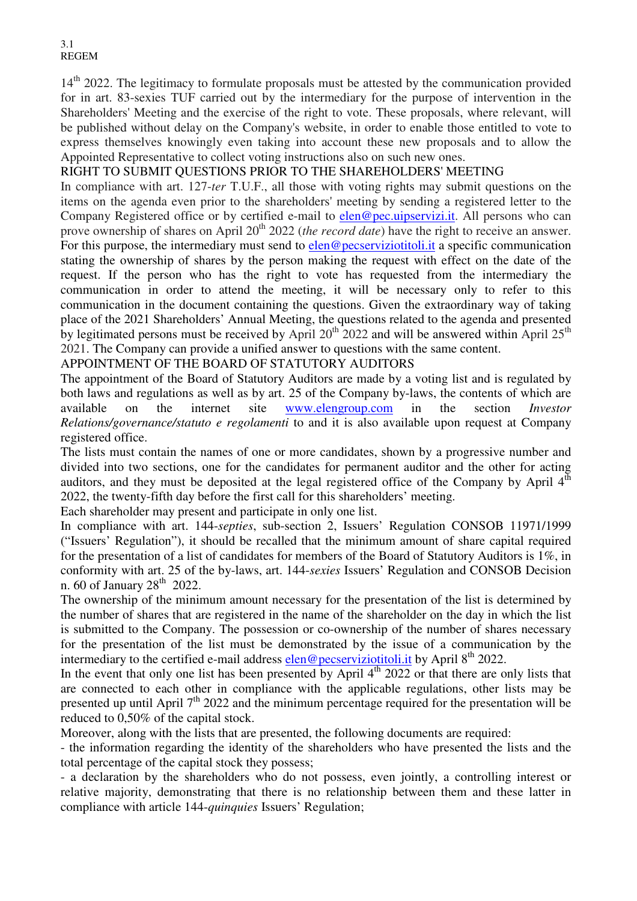14th 2022. The legitimacy to formulate proposals must be attested by the communication provided for in art. 83-sexies TUF carried out by the intermediary for the purpose of intervention in the Shareholders' Meeting and the exercise of the right to vote. These proposals, where relevant, will be published without delay on the Company's website, in order to enable those entitled to vote to express themselves knowingly even taking into account these new proposals and to allow the Appointed Representative to collect voting instructions also on such new ones.

RIGHT TO SUBMIT QUESTIONS PRIOR TO THE SHAREHOLDERS' MEETING

In compliance with art. 127-*ter* T.U.F., all those with voting rights may submit questions on the items on the agenda even prior to the shareholders' meeting by sending a registered letter to the Company Registered office or by certified e-mail to elen@pec.uipservizi.it. All persons who can prove ownership of shares on April 20th 2022 (*the record date*) have the right to receive an answer. For this purpose, the intermediary must send to elen@pecserviziotitoli.it a specific communication stating the ownership of shares by the person making the request with effect on the date of the request. If the person who has the right to vote has requested from the intermediary the communication in order to attend the meeting, it will be necessary only to refer to this communication in the document containing the questions. Given the extraordinary way of taking place of the 2021 Shareholders' Annual Meeting, the questions related to the agenda and presented by legitimated persons must be received by April 20th 2022 and will be answered within April 25th 2021. The Company can provide a unified answer to questions with the same content.

APPOINTMENT OF THE BOARD OF STATUTORY AUDITORS

The appointment of the Board of Statutory Auditors are made by a voting list and is regulated by both laws and regulations as well as by art. 25 of the Company by-laws, the contents of which are available on the internet site www.elengroup.com in the section *Investor Relations/governance/statuto e regolamenti* to and it is also available upon request at Company registered office.

The lists must contain the names of one or more candidates, shown by a progressive number and divided into two sections, one for the candidates for permanent auditor and the other for acting auditors, and they must be deposited at the legal registered office of the Company by April 4th 2022, the twenty-fifth day before the first call for this shareholders' meeting.

Each shareholder may present and participate in only one list.

In compliance with art. 144-*septies*, sub-section 2, Issuers' Regulation CONSOB 11971/1999 ("Issuers' Regulation"), it should be recalled that the minimum amount of share capital required for the presentation of a list of candidates for members of the Board of Statutory Auditors is 1%, in conformity with art. 25 of the by-laws, art. 144-*sexies* Issuers' Regulation and CONSOB Decision n. 60 of January 28th 2022.

The ownership of the minimum amount necessary for the presentation of the list is determined by the number of shares that are registered in the name of the shareholder on the day in which the list is submitted to the Company. The possession or co-ownership of the number of shares necessary for the presentation of the list must be demonstrated by the issue of a communication by the intermediary to the certified e-mail address elen@pecserviziotitoli.it by April 8th 2022.

In the event that only one list has been presented by April 4th 2022 or that there are only lists that are connected to each other in compliance with the applicable regulations, other lists may be presented up until April 7th 2022 and the minimum percentage required for the presentation will be reduced to 0,50% of the capital stock.

Moreover, along with the lists that are presented, the following documents are required:

- the information regarding the identity of the shareholders who have presented the lists and the total percentage of the capital stock they possess;
- a declaration by the shareholders who do not possess, even jointly, a controlling interest or relative majority, demonstrating that there is no relationship between them and these latter in compliance with article 144-*quinquies* Issuers' Regulation;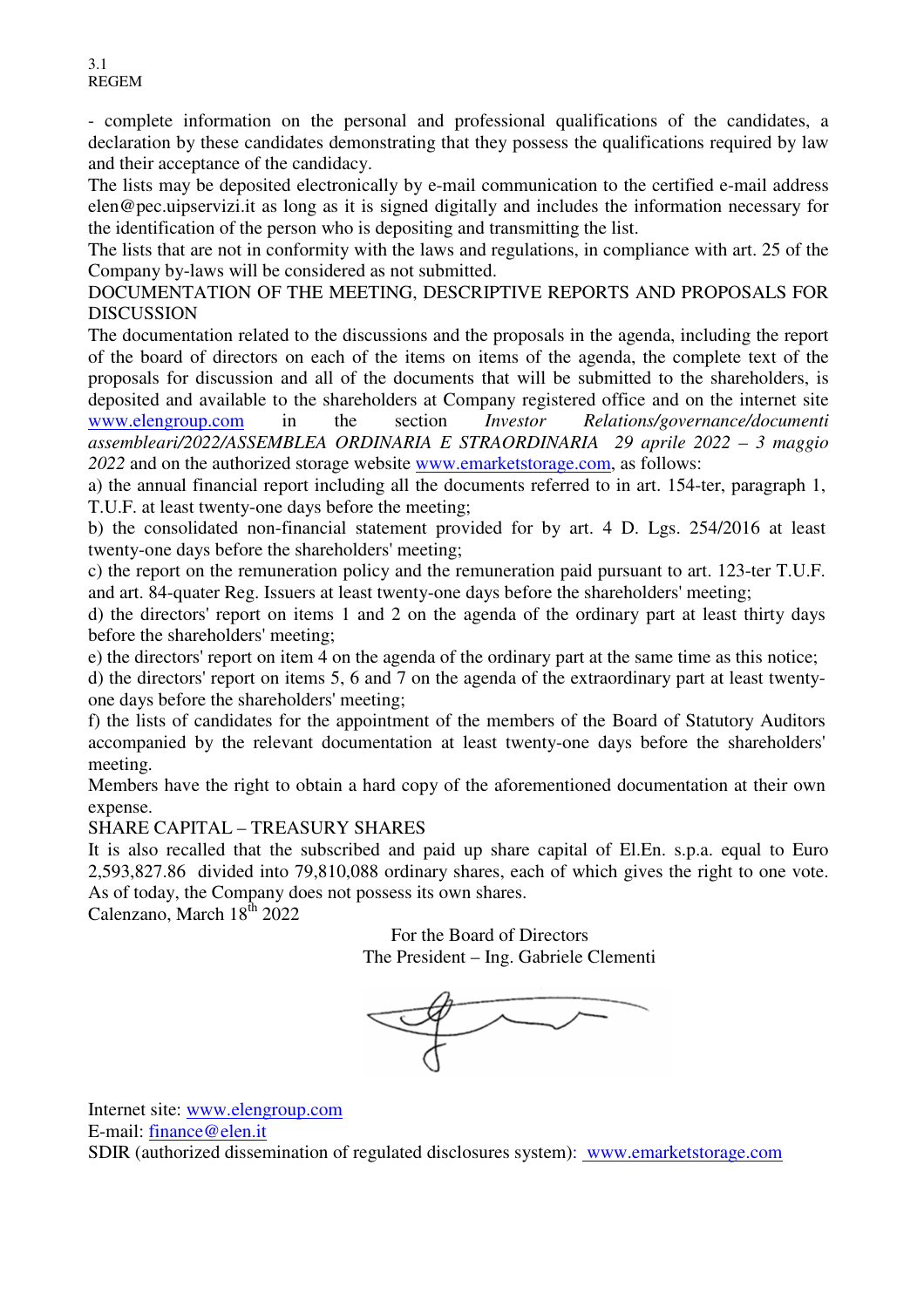- complete information on the personal and professional qualifications of the candidates, a declaration by these candidates demonstrating that they possess the qualifications required by law and their acceptance of the candidacy.

The lists may be deposited electronically by e-mail communication to the certified e-mail address elen@pec.uipservizi.it as long as it is signed digitally and includes the information necessary for the identification of the person who is depositing and transmitting the list.

The lists that are not in conformity with the laws and regulations, in compliance with art. 25 of the Company by-laws will be considered as not submitted.

DOCUMENTATION OF THE MEETING, DESCRIPTIVE REPORTS AND PROPOSALS FOR DISCUSSION

The documentation related to the discussions and the proposals in the agenda, including the report of the board of directors on each of the items on items of the agenda, the complete text of the proposals for discussion and all of the documents that will be submitted to the shareholders, is deposited and available to the shareholders at Company registered office and on the internet site www.elengroup.com in the section *Investor Relations/governance/documenti assembleari/2022/ASSEMBLEA ORDINARIA E STRAORDINARIA 29 aprile 2022 – 3 maggio 2022* and on the authorized storage website www.emarketstorage.com, as follows:

a) the annual financial report including all the documents referred to in art. 154-ter, paragraph 1, T.U.F. at least twenty-one days before the meeting;

b) the consolidated non-financial statement provided for by art. 4 D. Lgs. 254/2016 at least twenty-one days before the shareholders' meeting;

c) the report on the remuneration policy and the remuneration paid pursuant to art. 123-ter T.U.F. and art. 84-quater Reg. Issuers at least twenty-one days before the shareholders' meeting;

d) the directors' report on items 1 and 2 on the agenda of the ordinary part at least thirty days before the shareholders' meeting;

e) the directors' report on item 4 on the agenda of the ordinary part at the same time as this notice;

d) the directors' report on items 5, 6 and 7 on the agenda of the extraordinary part at least twenty-one days before the shareholders' meeting;

f) the lists of candidates for the appointment of the members of the Board of Statutory Auditors accompanied by the relevant documentation at least twenty-one days before the shareholders' meeting.

Members have the right to obtain a hard copy of the aforementioned documentation at their own expense.

SHARE CAPITAL – TREASURY SHARES

It is also recalled that the subscribed and paid up share capital of El.En. s.p.a. equal to Euro 2,593,827.86 divided into 79,810,088 ordinary shares, each of which gives the right to one vote. As of today, the Company does not possess its own shares.

Calenzano, March 18th 2022

For the Board of Directors
The President – Ing. Gabriele Clementi

Internet site: www.elengroup.com
E-mail: finance@elen.it
SDIR (authorized dissemination of regulated disclosures system): www.emarketstorage.com